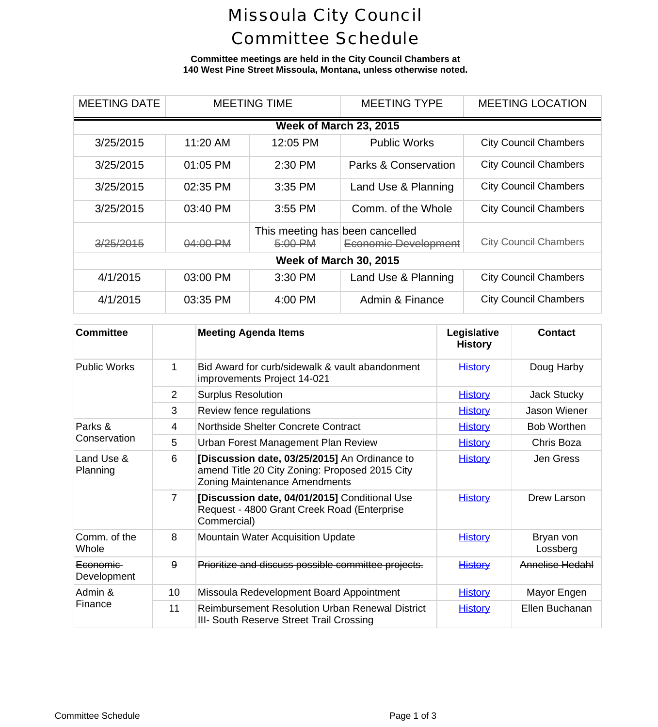# Missoula City Council Committee Schedule

**Committee meetings are held in the City Council Chambers at 140 West Pine Street Missoula, Montana, unless otherwise noted.**

| MEETING DATE | MEETING TIME | | MEETING TYPE | MEETING LOCATION |
|---|---|---|---|---|
| **Week of March 23, 2015** | | | | |
| 3/25/2015 | 11:20 AM | 12:05 PM | Public Works | City Council Chambers |
| 3/25/2015 | 01:05 PM | 2:30 PM | Parks & Conservation | City Council Chambers |
| 3/25/2015 | 02:35 PM | 3:35 PM | Land Use & Planning | City Council Chambers |
| 3/25/2015 | 03:40 PM | 3:55 PM | Comm. of the Whole | City Council Chambers |
| ~~3/25/2015~~ | ~~04:00 PM~~ | This meeting has ~~5:00 PM~~ | been cancelled ~~Economic Development~~ | ~~City Council Chambers~~ |
| **Week of March 30, 2015** | | | | |
| 4/1/2015 | 03:00 PM | 3:30 PM | Land Use & Planning | City Council Chambers |
| 4/1/2015 | 03:35 PM | 4:00 PM | Admin & Finance | City Council Chambers |

| Committee | | Meeting Agenda Items | Legislative History | Contact |
|---|---|---|---|---|
| Public Works | 1 | Bid Award for curb/sidewalk & vault abandonment improvements Project 14-021 | History | Doug Harby |
| | 2 | Surplus Resolution | History | Jack Stucky |
| | 3 | Review fence regulations | History | Jason Wiener |
| Parks & Conservation | 4 | Northside Shelter Concrete Contract | History | Bob Worthen |
| | 5 | Urban Forest Management Plan Review | History | Chris Boza |
| Land Use & Planning | 6 | **[Discussion date, 03/25/2015]** An Ordinance to amend Title 20 City Zoning: Proposed 2015 City Zoning Maintenance Amendments | History | Jen Gress |
| | 7 | **[Discussion date, 04/01/2015]** Conditional Use Request - 4800 Grant Creek Road (Enterprise Commercial) | History | Drew Larson |
| Comm. of the Whole | 8 | Mountain Water Acquisition Update | History | Bryan von Lossberg |
| ~~Economic Development~~ | ~~9~~ | ~~Prioritize and discuss possible committee projects.~~ | ~~History~~ | ~~Annelise Hedahl~~ |
| Admin & Finance | 10 | Missoula Redevelopment Board Appointment | History | Mayor Engen |
| | 11 | Reimbursement Resolution Urban Renewal District III- South Reserve Street Trail Crossing | History | Ellen Buchanan |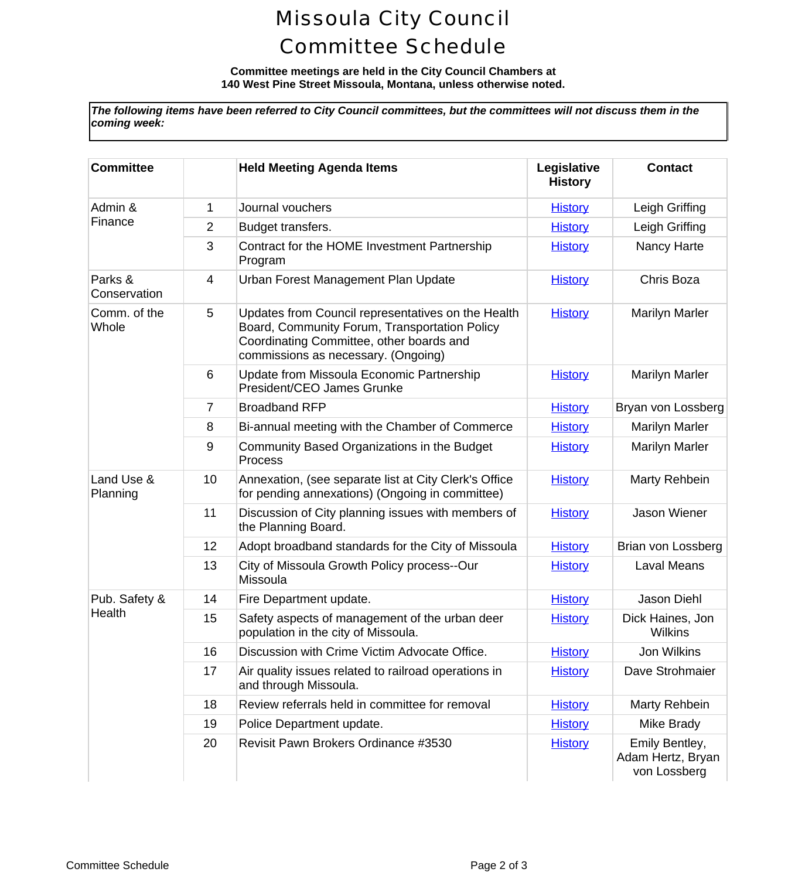# Missoula City Council Committee Schedule

**Committee meetings are held in the City Council Chambers at 140 West Pine Street Missoula, Montana, unless otherwise noted.**

***The following items have been referred to City Council committees, but the committees will not discuss them in the coming week:***

| Committee | | Held Meeting Agenda Items | Legislative History | Contact |
|---|---|---|---|---|
| Admin & Finance | 1 | Journal vouchers | History | Leigh Griffing |
| | 2 | Budget transfers. | History | Leigh Griffing |
| | 3 | Contract for the HOME Investment Partnership Program | History | Nancy Harte |
| Parks & Conservation | 4 | Urban Forest Management Plan Update | History | Chris Boza |
| Comm. of the Whole | 5 | Updates from Council representatives on the Health Board, Community Forum, Transportation Policy Coordinating Committee, other boards and commissions as necessary. (Ongoing) | History | Marilyn Marler |
| | 6 | Update from Missoula Economic Partnership President/CEO James Grunke | History | Marilyn Marler |
| | 7 | Broadband RFP | History | Bryan von Lossberg |
| | 8 | Bi-annual meeting with the Chamber of Commerce | History | Marilyn Marler |
| | 9 | Community Based Organizations in the Budget Process | History | Marilyn Marler |
| Land Use & Planning | 10 | Annexation, (see separate list at City Clerk's Office for pending annexations) (Ongoing in committee) | History | Marty Rehbein |
| | 11 | Discussion of City planning issues with members of the Planning Board. | History | Jason Wiener |
| | 12 | Adopt broadband standards for the City of Missoula | History | Brian von Lossberg |
| | 13 | City of Missoula Growth Policy process--Our Missoula | History | Laval Means |
| Pub. Safety & Health | 14 | Fire Department update. | History | Jason Diehl |
| | 15 | Safety aspects of management of the urban deer population in the city of Missoula. | History | Dick Haines, Jon Wilkins |
| | 16 | Discussion with Crime Victim Advocate Office. | History | Jon Wilkins |
| | 17 | Air quality issues related to railroad operations in and through Missoula. | History | Dave Strohmaier |
| | 18 | Review referrals held in committee for removal | History | Marty Rehbein |
| | 19 | Police Department update. | History | Mike Brady |
| | 20 | Revisit Pawn Brokers Ordinance #3530 | History | Emily Bentley, Adam Hertz, Bryan von Lossberg |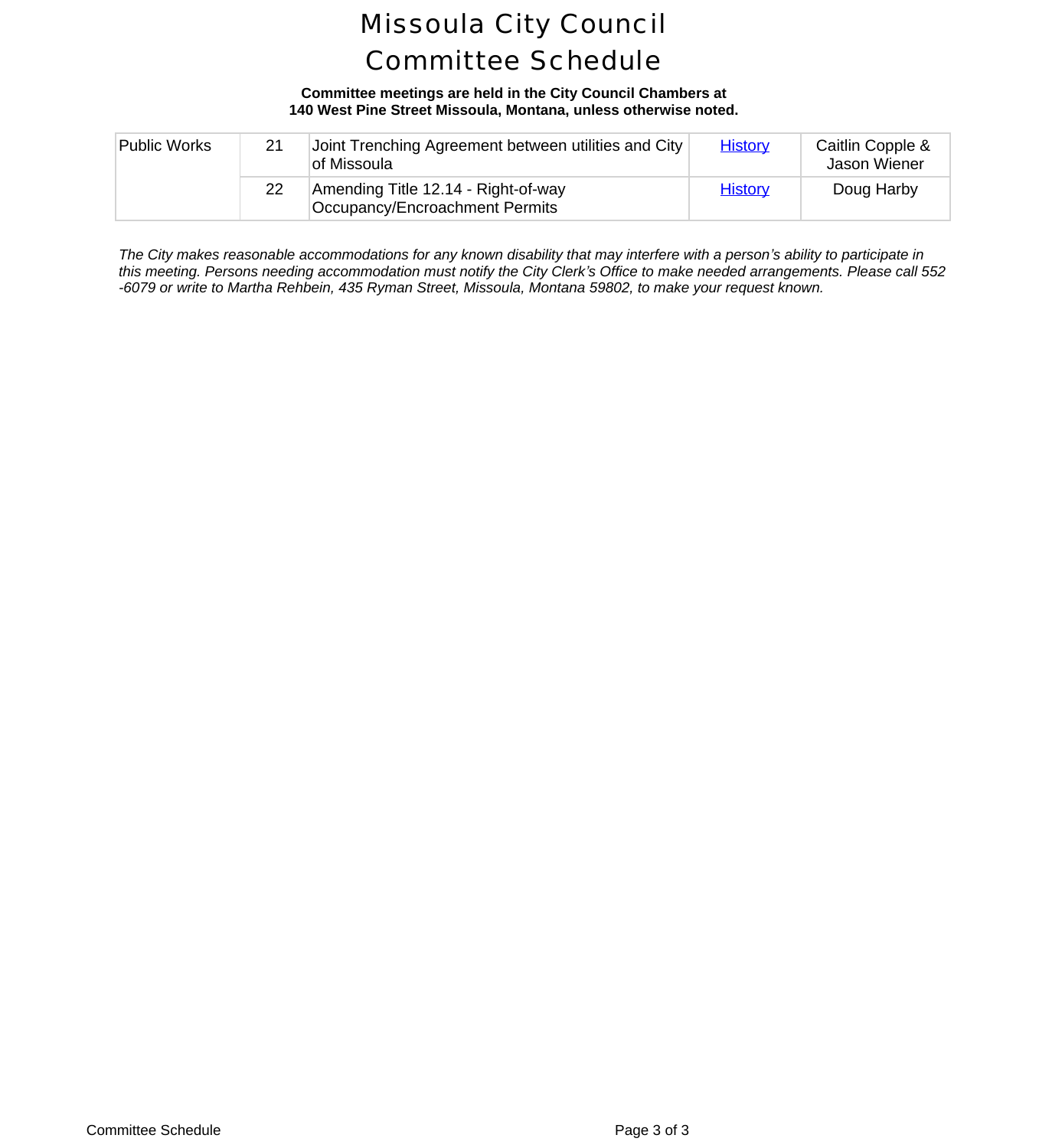# Missoula City Council
# Committee Schedule

**Committee meetings are held in the City Council Chambers at**
**140 West Pine Street Missoula, Montana, unless otherwise noted.**

| | | | | |
|---|---|---|---|---|
| Public Works | 21 | Joint Trenching Agreement between utilities and City of Missoula | History | Caitlin Copple & Jason Wiener |
| | 22 | Amending Title 12.14 - Right-of-way Occupancy/Encroachment Permits | History | Doug Harby |

*The City makes reasonable accommodations for any known disability that may interfere with a person's ability to participate in this meeting. Persons needing accommodation must notify the City Clerk's Office to make needed arrangements. Please call 552-6079 or write to Martha Rehbein, 435 Ryman Street, Missoula, Montana 59802, to make your request known.*